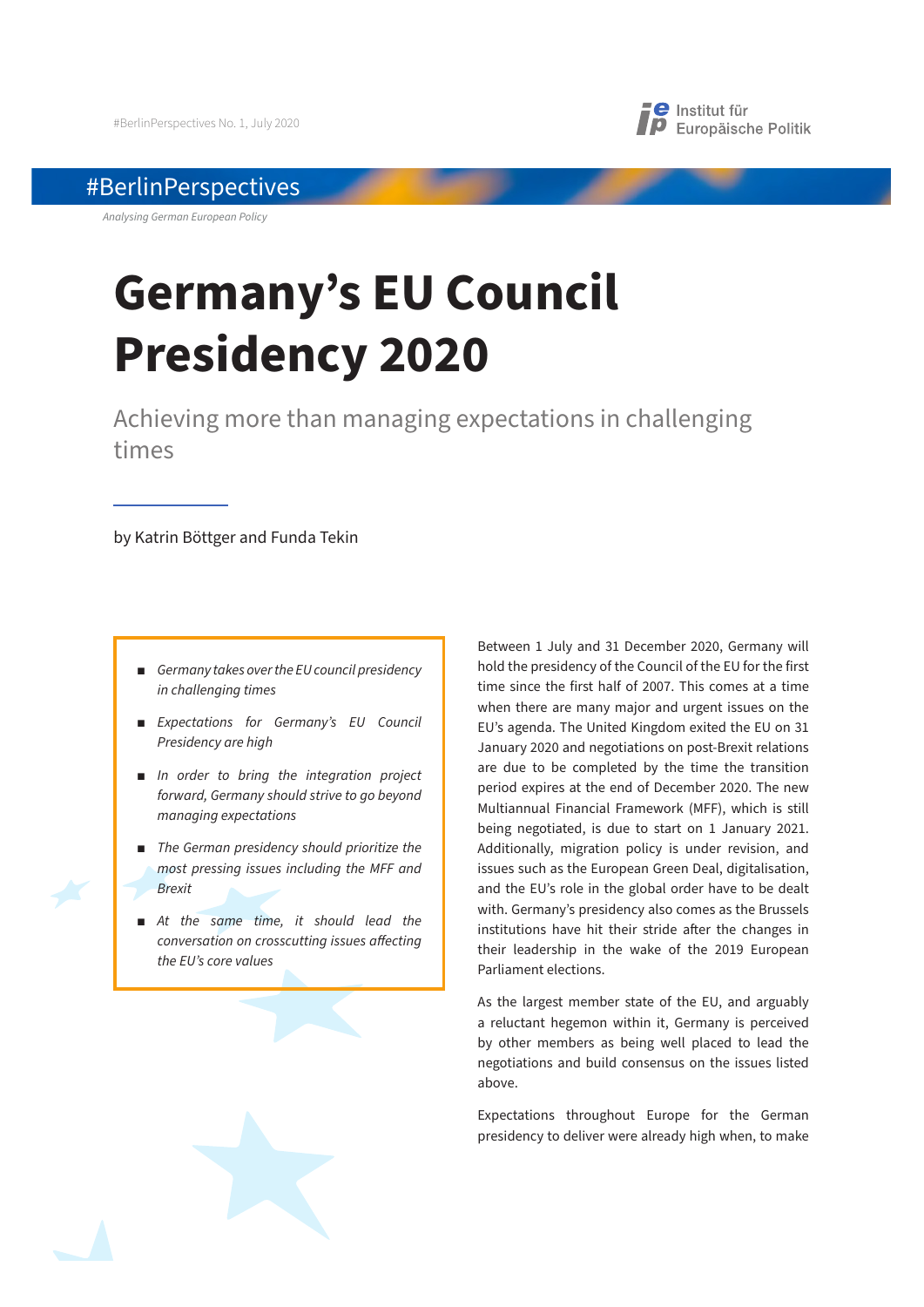#BerlinPerspectives No. 1, July 2020

Institut für Europäische Politik

#BerlinPerspectives

*Analysing German European Policy*

# Germany's EU Council Presidency 2020

## Achieving more than managing expectations in challenging times

by Katrin Böttger and Funda Tekin

- *Germany takes over the EU council presidency in challenging times*
- *Expectations for Germany's EU Council Presidency are high*
- *In order to bring the integration project forward, Germany should strive to go beyond managing expectations*
- *The German presidency should prioritize the most pressing issues including the MFF and Brexit*
- *At the same time, it should lead the conversation on crosscutting issues affecting the EU's core values*

Between 1 July and 31 December 2020, Germany will hold the presidency of the Council of the EU for the first time since the first half of 2007. This comes at a time when there are many major and urgent issues on the EU's agenda. The United Kingdom exited the EU on 31 January 2020 and negotiations on post-Brexit relations are due to be completed by the time the transition period expires at the end of December 2020. The new Multiannual Financial Framework (MFF), which is still being negotiated, is due to start on 1 January 2021. Additionally, migration policy is under revision, and issues such as the European Green Deal, digitalisation, and the EU's role in the global order have to be dealt with. Germany's presidency also comes as the Brussels institutions have hit their stride after the changes in their leadership in the wake of the 2019 European Parliament elections.

As the largest member state of the EU, and arguably a reluctant hegemon within it, Germany is perceived by other members as being well placed to lead the negotiations and build consensus on the issues listed above.

Expectations throughout Europe for the German presidency to deliver were already high when, to make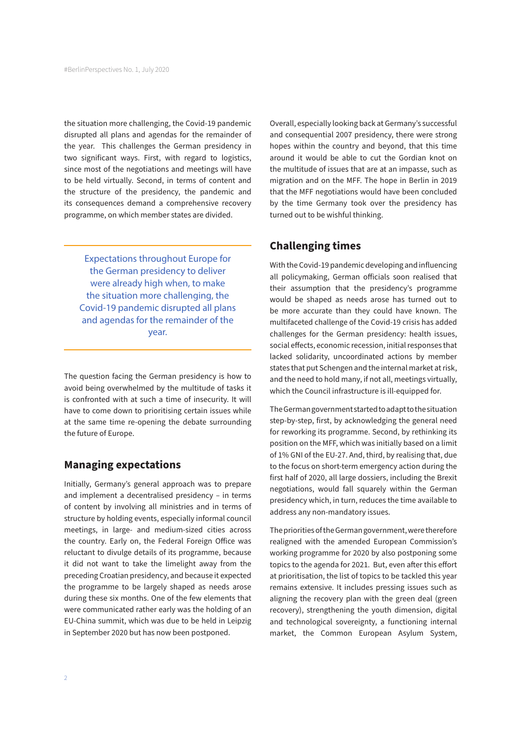the situation more challenging, the Covid-19 pandemic disrupted all plans and agendas for the remainder of the year. This challenges the German presidency in two significant ways. First, with regard to logistics, since most of the negotiations and meetings will have to be held virtually. Second, in terms of content and the structure of the presidency, the pandemic and its consequences demand a comprehensive recovery programme, on which member states are divided.

> Expectations throughout Europe for the German presidency to deliver were already high when, to make the situation more challenging, the Covid-19 pandemic disrupted all plans and agendas for the remainder of the year.

The question facing the German presidency is how to avoid being overwhelmed by the multitude of tasks it is confronted with at such a time of insecurity. It will have to come down to prioritising certain issues while at the same time re-opening the debate surrounding the future of Europe.

## Managing expectations

Initially, Germany's general approach was to prepare and implement a decentralised presidency – in terms of content by involving all ministries and in terms of structure by holding events, especially informal council meetings, in large- and medium-sized cities across the country. Early on, the Federal Foreign Office was reluctant to divulge details of its programme, because it did not want to take the limelight away from the preceding Croatian presidency, and because it expected the programme to be largely shaped as needs arose during these six months. One of the few elements that were communicated rather early was the holding of an EU-China summit, which was due to be held in Leipzig in September 2020 but has now been postponed.

Overall, especially looking back at Germany's successful and consequential 2007 presidency, there were strong hopes within the country and beyond, that this time around it would be able to cut the Gordian knot on the multitude of issues that are at an impasse, such as migration and on the MFF. The hope in Berlin in 2019 that the MFF negotiations would have been concluded by the time Germany took over the presidency has turned out to be wishful thinking.

## Challenging times

With the Covid-19 pandemic developing and influencing all policymaking, German officials soon realised that their assumption that the presidency's programme would be shaped as needs arose has turned out to be more accurate than they could have known. The multifaceted challenge of the Covid-19 crisis has added challenges for the German presidency: health issues, social effects, economic recession, initial responses that lacked solidarity, uncoordinated actions by member states that put Schengen and the internal market at risk, and the need to hold many, if not all, meetings virtually, which the Council infrastructure is ill-equipped for.

The German government started to adapt to the situation step-by-step, first, by acknowledging the general need for reworking its programme. Second, by rethinking its position on the MFF, which was initially based on a limit of 1% GNI of the EU-27. And, third, by realising that, due to the focus on short-term emergency action during the first half of 2020, all large dossiers, including the Brexit negotiations, would fall squarely within the German presidency which, in turn, reduces the time available to address any non-mandatory issues.

The priorities of the German government, were therefore realigned with the amended European Commission's working programme for 2020 by also postponing some topics to the agenda for 2021. But, even after this effort at prioritisation, the list of topics to be tackled this year remains extensive. It includes pressing issues such as aligning the recovery plan with the green deal (green recovery), strengthening the youth dimension, digital and technological sovereignty, a functioning internal market, the Common European Asylum System,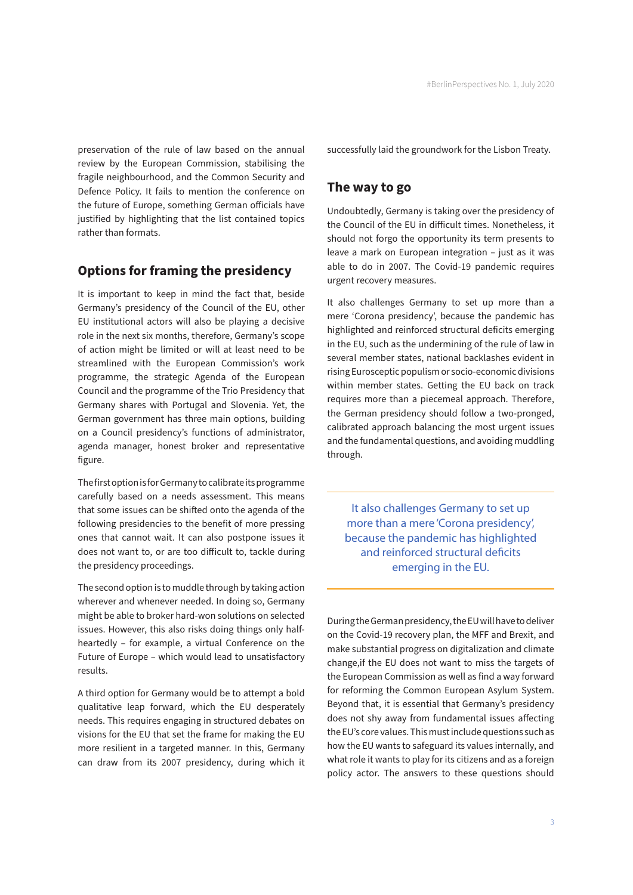preservation of the rule of law based on the annual review by the European Commission, stabilising the fragile neighbourhood, and the Common Security and Defence Policy. It fails to mention the conference on the future of Europe, something German officials have justified by highlighting that the list contained topics rather than formats.

## Options for framing the presidency

It is important to keep in mind the fact that, beside Germany's presidency of the Council of the EU, other EU institutional actors will also be playing a decisive role in the next six months, therefore, Germany's scope of action might be limited or will at least need to be streamlined with the European Commission's work programme, the strategic Agenda of the European Council and the programme of the Trio Presidency that Germany shares with Portugal and Slovenia. Yet, the German government has three main options, building on a Council presidency's functions of administrator, agenda manager, honest broker and representative figure.

The first option is for Germany to calibrate its programme carefully based on a needs assessment. This means that some issues can be shifted onto the agenda of the following presidencies to the benefit of more pressing ones that cannot wait. It can also postpone issues it does not want to, or are too difficult to, tackle during the presidency proceedings.

The second option is to muddle through by taking action wherever and whenever needed. In doing so, Germany might be able to broker hard-won solutions on selected issues. However, this also risks doing things only half-heartedly – for example, a virtual Conference on the Future of Europe – which would lead to unsatisfactory results.

A third option for Germany would be to attempt a bold qualitative leap forward, which the EU desperately needs. This requires engaging in structured debates on visions for the EU that set the frame for making the EU more resilient in a targeted manner. In this, Germany can draw from its 2007 presidency, during which it successfully laid the groundwork for the Lisbon Treaty.

## The way to go

Undoubtedly, Germany is taking over the presidency of the Council of the EU in difficult times. Nonetheless, it should not forgo the opportunity its term presents to leave a mark on European integration – just as it was able to do in 2007. The Covid-19 pandemic requires urgent recovery measures.

It also challenges Germany to set up more than a mere 'Corona presidency', because the pandemic has highlighted and reinforced structural deficits emerging in the EU, such as the undermining of the rule of law in several member states, national backlashes evident in rising Eurosceptic populism or socio-economic divisions within member states. Getting the EU back on track requires more than a piecemeal approach. Therefore, the German presidency should follow a two-pronged, calibrated approach balancing the most urgent issues and the fundamental questions, and avoiding muddling through.

> It also challenges Germany to set up more than a mere 'Corona presidency', because the pandemic has highlighted and reinforced structural deficits emerging in the EU.

During the German presidency, the EU will have to deliver on the Covid-19 recovery plan, the MFF and Brexit, and make substantial progress on digitalization and climate change,if the EU does not want to miss the targets of the European Commission as well as find a way forward for reforming the Common European Asylum System. Beyond that, it is essential that Germany's presidency does not shy away from fundamental issues affecting the EU's core values. This must include questions such as how the EU wants to safeguard its values internally, and what role it wants to play for its citizens and as a foreign policy actor. The answers to these questions should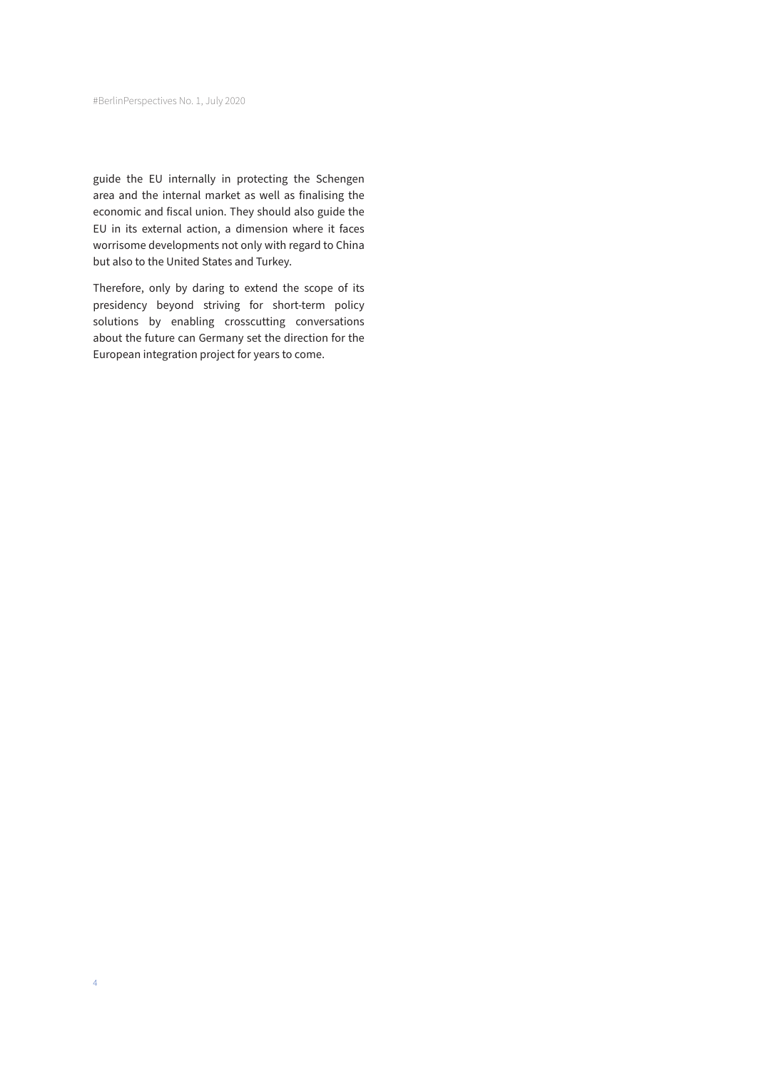guide the EU internally in protecting the Schengen area and the internal market as well as finalising the economic and fiscal union. They should also guide the EU in its external action, a dimension where it faces worrisome developments not only with regard to China but also to the United States and Turkey.

Therefore, only by daring to extend the scope of its presidency beyond striving for short-term policy solutions by enabling crosscutting conversations about the future can Germany set the direction for the European integration project for years to come.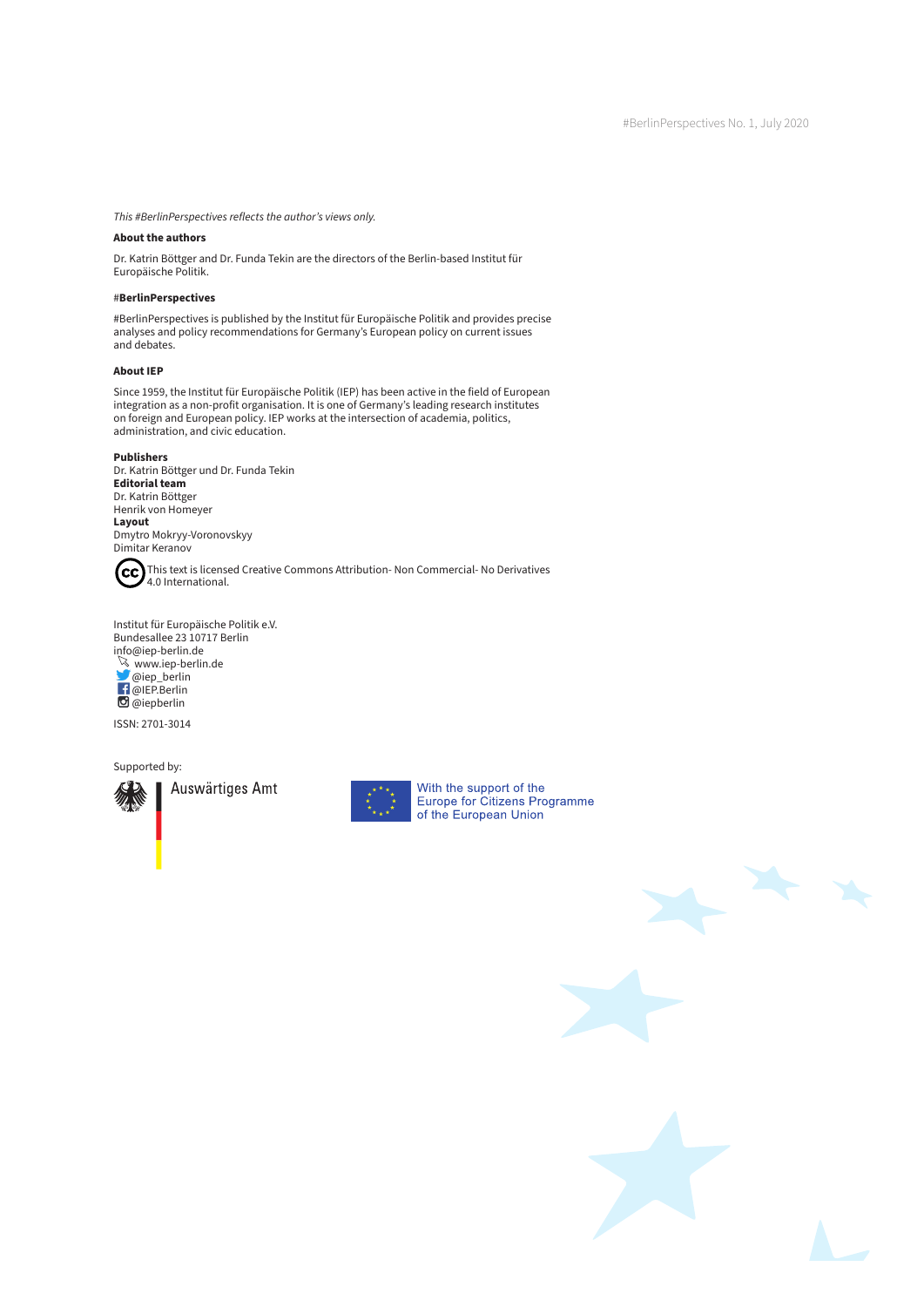*This #BerlinPerspectives reflects the author's views only.*

**About the authors**

Dr. Katrin Böttger and Dr. Funda Tekin are the directors of the Berlin-based Institut für Europäische Politik.

**#BerlinPerspectives**

#BerlinPerspectives is published by the Institut für Europäische Politik and provides precise analyses and policy recommendations for Germany's European policy on current issues and debates.

**About IEP**

Since 1959, the Institut für Europäische Politik (IEP) has been active in the field of European integration as a non-profit organisation. It is one of Germany's leading research institutes on foreign and European policy. IEP works at the intersection of academia, politics, administration, and civic education.

**Publishers**
Dr. Katrin Böttger und Dr. Funda Tekin
**Editorial team**
Dr. Katrin Böttger
Henrik von Homeyer
**Layout**
Dmytro Mokryy-Voronovskyy
Dimitar Keranov

This text is licensed Creative Commons Attribution- Non Commercial- No Derivatives 4.0 International.

Institut für Europäische Politik e.V.
Bundesallee 23 10717 Berlin
info@iep-berlin.de
www.iep-berlin.de
@iep_berlin
@IEP.Berlin
@iepberlin

ISSN: 2701-3014

Supported by:

Auswärtiges Amt

With the support of the Europe for Citizens Programme of the European Union